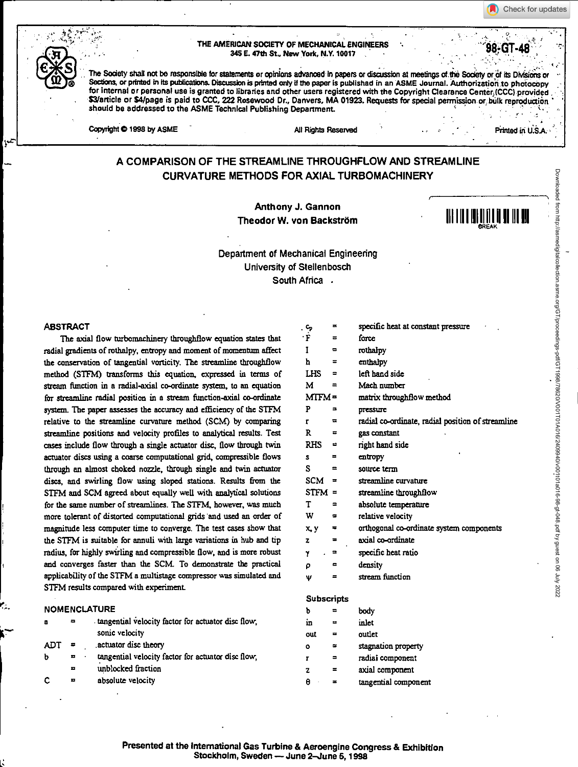THE AMERICAN SOCIETY OF MECHANICAL ENGINEERS
345 E. 47th St., New York, N.Y. 10017

98-GT-48

The Society shall not be responsible for statements or opinions advanced in papers or discussion at meetings of the Society or of its Divisions or Sections, or printed in its publications. Discussion is printed only if the paper is published in an ASME Journal. Authorization to photocopy for internal or personal use is granted to libraries and other users registered with the Copyright Clearance Center (CCC) provided $3/article or $4/page is paid to CCC, 222 Rosewood Dr., Danvers, MA 01923. Requests for special permission or bulk reproduction should be addressed to the ASME Technical Publishing Department.

Copyright © 1998 by ASME All Rights Reserved Printed in U.S.A.

# A COMPARISON OF THE STREAMLINE THROUGHFLOW AND STREAMLINE CURVATURE METHODS FOR AXIAL TURBOMACHINERY

**Anthony J. Gannon**
**Theodor W. von Backström**

Department of Mechanical Engineering
University of Stellenbosch
South Africa

## ABSTRACT

The axial flow turbomachinery throughflow equation states that radial gradients of rothalpy, entropy and moment of momentum affect the conservation of tangential vorticity. The streamline throughflow method (STFM) transforms this equation, expressed in terms of stream function in a radial-axial co-ordinate system, to an equation for streamline radial position in a stream function-axial co-ordinate system. The paper assesses the accuracy and efficiency of the STFM relative to the streamline curvature method (SCM) by comparing streamline positions and velocity profiles to analytical results. Test cases include flow through a single actuator disc, flow through twin actuator discs using a coarse computational grid, compressible flows through an almost choked nozzle, through single and twin actuator discs, and swirling flow using sloped stations. Results from the STFM and SCM agreed about equally well with analytical solutions for the same number of streamlines. The STFM, however, was much more tolerant of distorted computational grids and used an order of magnitude less computer time to converge. The test cases show that the STFM is suitable for annuli with large variations in hub and tip radius, for highly swirling and compressible flow, and is more robust and converges faster than the SCM. To demonstrate the practical applicability of the STFM a multistage compressor was simulated and STFM results compared with experiment.

## NOMENCLATURE

| | | |
|---|---|---|
| a | = | tangential velocity factor for actuator disc flow, sonic velocity |
| ADT | = | actuator disc theory |
| b | = | tangential velocity factor for actuator disc flow, |
| | = | unblocked fraction |
| C | = | absolute velocity |
| $c_p$ | = | specific heat at constant pressure |
| F | = | force |
| I | = | rothalpy |
| h | = | enthalpy |
| LHS | = | left hand side |
| M | = | Mach number |
| MTFM | = | matrix throughflow method |
| P | = | pressure |
| r | = | radial co-ordinate, radial position of streamline |
| R | = | gas constant |
| RHS | = | right hand side |
| s | = | entropy |
| S | = | source term |
| SCM | = | streamline curvature |
| STFM | = | streamline throughflow |
| T | = | absolute temperature |
| W | = | relative velocity |
| x, y | = | orthogonal co-ordinate system components |
| z | = | axial co-ordinate |
| $\gamma$ | = | specific heat ratio |
| $\rho$ | = | density |
| $\psi$ | = | stream function |

### Subscripts

| | | |
|---|---|---|
| b | = | body |
| in | = | inlet |
| out | = | outlet |
| o | = | stagnation property |
| r | = | radial component |
| z | = | axial component |
| $\theta$ | = | tangential component |

Presented at the International Gas Turbine & Aeroengine Congress & Exhibition
Stockholm, Sweden — June 2–June 5, 1998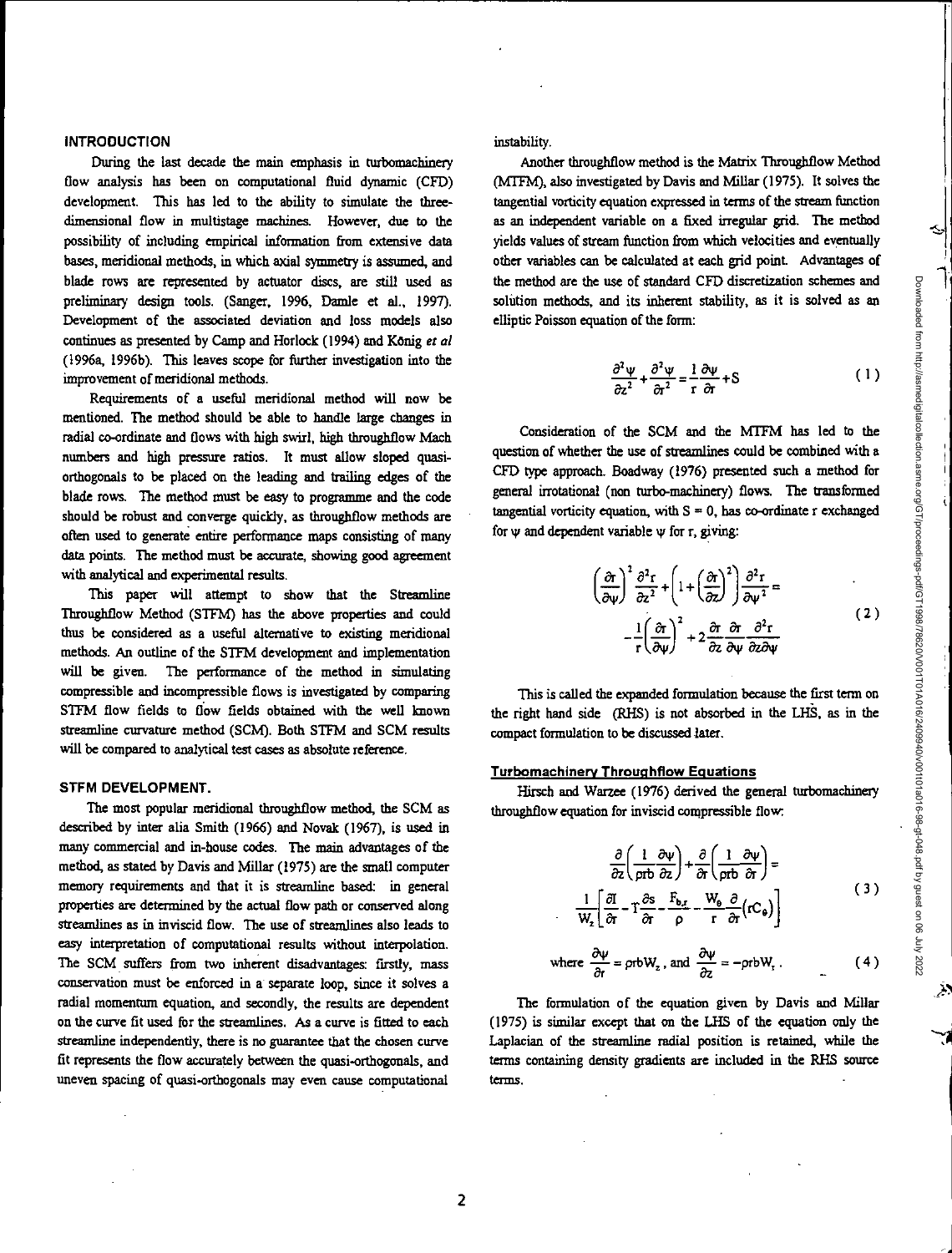## INTRODUCTION

During the last decade the main emphasis in turbomachinery flow analysis has been on computational fluid dynamic (CFD) development. This has led to the ability to simulate the three-dimensional flow in multistage machines. However, due to the possibility of including empirical information from extensive data bases, meridional methods, in which axial symmetry is assumed, and blade rows are represented by actuator discs, are still used as preliminary design tools. (Sanger, 1996, Damle et al., 1997). Development of the associated deviation and loss models also continues as presented by Camp and Horlock (1994) and König *et al* (1996a, 1996b). This leaves scope for further investigation into the improvement of meridional methods.

Requirements of a useful meridional method will now be mentioned. The method should be able to handle large changes in radial co-ordinate and flows with high swirl, high throughflow Mach numbers and high pressure ratios. It must allow sloped quasi-orthogonals to be placed on the leading and trailing edges of the blade rows. The method must be easy to programme and the code should be robust and converge quickly, as throughflow methods are often used to generate entire performance maps consisting of many data points. The method must be accurate, showing good agreement with analytical and experimental results.

This paper will attempt to show that the Streamline Throughflow Method (STFM) has the above properties and could thus be considered as a useful alternative to existing meridional methods. An outline of the STFM development and implementation will be given. The performance of the method in simulating compressible and incompressible flows is investigated by comparing STFM flow fields to flow fields obtained with the well known streamline curvature method (SCM). Both STFM and SCM results will be compared to analytical test cases as absolute reference.

## STFM DEVELOPMENT.

The most popular meridional throughflow method, the SCM as described by inter alia Smith (1966) and Novak (1967), is used in many commercial and in-house codes. The main advantages of the method, as stated by Davis and Millar (1975) are the small computer memory requirements and that it is streamline based: in general properties are determined by the actual flow path or conserved along streamlines as in inviscid flow. The use of streamlines also leads to easy interpretation of computational results without interpolation. The SCM suffers from two inherent disadvantages: firstly, mass conservation must be enforced in a separate loop, since it solves a radial momentum equation, and secondly, the results are dependent on the curve fit used for the streamlines. As a curve is fitted to each streamline independently, there is no guarantee that the chosen curve fit represents the flow accurately between the quasi-orthogonals, and uneven spacing of quasi-orthogonals may even cause computational instability.

Another throughflow method is the Matrix Throughflow Method (MTFM), also investigated by Davis and Millar (1975). It solves the tangential vorticity equation expressed in terms of the stream function as an independent variable on a fixed irregular grid. The method yields values of stream function from which velocities and eventually other variables can be calculated at each grid point. Advantages of the method are the use of standard CFD discretization schemes and solution methods, and its inherent stability, as it is solved as an elliptic Poisson equation of the form:

$$\frac{\partial^2\psi}{\partial z^2}+\frac{\partial^2\psi}{\partial r^2}=\frac{1}{r}\frac{\partial\psi}{\partial r}+S \tag{1}$$

Consideration of the SCM and the MTFM has led to the question of whether the use of streamlines could be combined with a CFD type approach. Boadway (1976) presented such a method for general irrotational (non turbo-machinery) flows. The transformed tangential vorticity equation, with $S = 0$, has co-ordinate r exchanged for $\psi$ and dependent variable $\psi$ for r, giving:

$$\left(\frac{\partial r}{\partial\psi}\right)^2\frac{\partial^2 r}{\partial z^2}+\left(1+\left(\frac{\partial r}{\partial z}\right)^2\right)\frac{\partial^2 r}{\partial\psi^2}=-\frac{1}{r}\left(\frac{\partial r}{\partial\psi}\right)^2+2\frac{\partial r}{\partial z}\frac{\partial r}{\partial\psi}\frac{\partial^2 r}{\partial z\partial\psi} \tag{2}$$

This is called the expanded formulation because the first term on the right hand side (RHS) is not absorbed in the LHS, as in the compact formulation to be discussed later.

### Turbomachinery Throughflow Equations

Hirsch and Warzee (1976) derived the general turbomachinery throughflow equation for inviscid compressible flow:

$$\frac{\partial}{\partial z}\left(\frac{1}{\rho rb}\frac{\partial\psi}{\partial z}\right)+\frac{\partial}{\partial r}\left(\frac{1}{\rho rb}\frac{\partial\psi}{\partial r}\right)=\frac{1}{W_z}\left[\frac{\partial I}{\partial r}-T\frac{\partial s}{\partial r}-\frac{F_{b,r}}{\rho}-\frac{W_\theta}{r}\frac{\partial}{\partial r}\left(rC_\theta\right)\right] \tag{3}$$

$$\text{where }\frac{\partial\psi}{\partial r}=\rho rbW_z\text{, and }\frac{\partial\psi}{\partial z}=-\rho rbW_r\text{ .} \tag{4}$$

The formulation of the equation given by Davis and Millar (1975) is similar except that on the LHS of the equation only the Laplacian of the streamline radial position is retained, while the terms containing density gradients are included in the RHS source terms.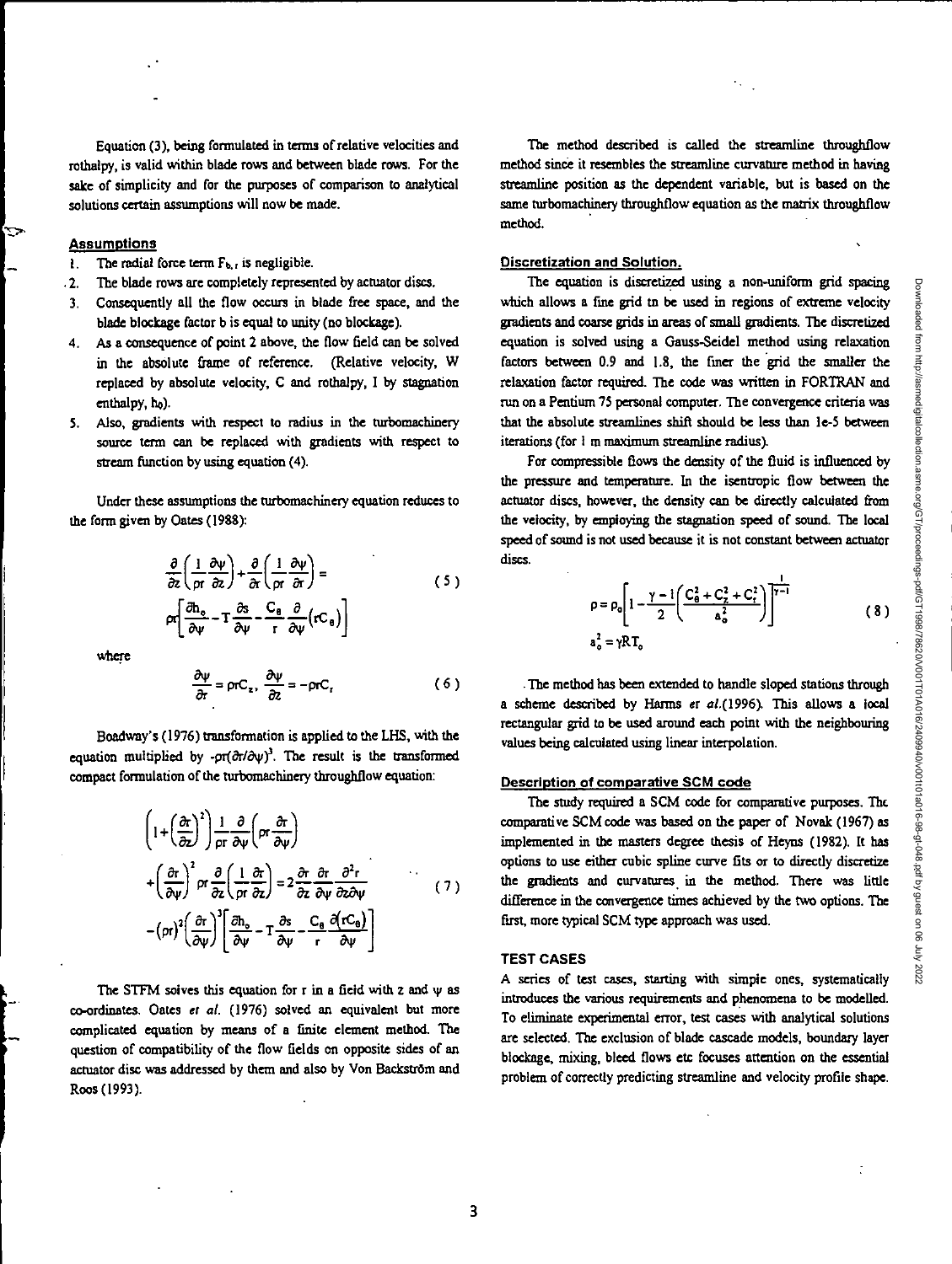Equation (3), being formulated in terms of relative velocities and rothalpy, is valid within blade rows and between blade rows. For the sake of simplicity and for the purposes of comparison to analytical solutions certain assumptions will now be made.

### Assumptions

1. The radial force term $F_{b,r}$ is negligible.
2. The blade rows are completely represented by actuator discs.
3. Consequently all the flow occurs in blade free space, and the blade blockage factor b is equal to unity (no blockage).
4. As a consequence of point 2 above, the flow field can be solved in the absolute frame of reference. (Relative velocity, W replaced by absolute velocity, C and rothalpy, I by stagnation enthalpy, $h_0$).
5. Also, gradients with respect to radius in the turbomachinery source term can be replaced with gradients with respect to stream function by using equation (4).

Under these assumptions the turbomachinery equation reduces to the form given by Oates (1988):

$$\frac{\partial}{\partial z}\left(\frac{1}{\rho r}\frac{\partial \psi}{\partial z}\right)+\frac{\partial}{\partial r}\left(\frac{1}{\rho r}\frac{\partial \psi}{\partial r}\right)= \rho r\left[\frac{\partial h_o}{\partial \psi}-T\frac{\partial s}{\partial \psi}-\frac{C_\theta}{r}\frac{\partial}{\partial \psi}\left(rC_\theta\right)\right] \tag{5}$$

where

$$\frac{\partial \psi}{\partial r}=\rho r C_z,\ \frac{\partial \psi}{\partial z}=-\rho r C_r \tag{6}$$

Boadway's (1976) transformation is applied to the LHS, with the equation multiplied by $-\rho r(\partial r/\partial \psi)^3$. The result is the transformed compact formulation of the turbomachinery throughflow equation:

$$\begin{aligned}&\left(1+\left(\frac{\partial r}{\partial z}\right)^2\right)\frac{1}{\rho r}\frac{\partial}{\partial \psi}\left(\rho r\frac{\partial r}{\partial \psi}\right)\\ &+\left(\frac{\partial r}{\partial \psi}\right)^2\rho r\frac{\partial}{\partial z}\left(\frac{1}{\rho r}\frac{\partial r}{\partial z}\right)=2\frac{\partial r}{\partial z}\frac{\partial r}{\partial \psi}\frac{\partial^2 r}{\partial z\partial \psi}\\ &-(\rho r)^2\left(\frac{\partial r}{\partial \psi}\right)^3\left[\frac{\partial h_o}{\partial \psi}-T\frac{\partial s}{\partial \psi}-\frac{C_\theta}{r}\frac{\partial (rC_\theta)}{\partial \psi}\right]\end{aligned} \tag{7}$$

The STFM solves this equation for r in a field with z and $\psi$ as co-ordinates. Oates *et al.* (1976) solved an equivalent but more complicated equation by means of a finite element method. The question of compatibility of the flow fields on opposite sides of an actuator disc was addressed by them and also by Von Backström and Roos (1993).

The method described is called the streamline throughflow method since it resembles the streamline curvature method in having streamline position as the dependent variable, but is based on the same turbomachinery throughflow equation as the matrix throughflow method.

### Discretization and Solution.

The equation is discretized using a non-uniform grid spacing which allows a fine grid to be used in regions of extreme velocity gradients and coarse grids in areas of small gradients. The discretized equation is solved using a Gauss-Seidel method using relaxation factors between 0.9 and 1.8, the finer the grid the smaller the relaxation factor required. The code was written in FORTRAN and run on a Pentium 75 personal computer. The convergence criteria was that the absolute streamlines shift should be less than 1e-5 between iterations (for 1 m maximum streamline radius).

For compressible flows the density of the fluid is influenced by the pressure and temperature. In the isentropic flow between the actuator discs, however, the density can be directly calculated from the velocity, by employing the stagnation speed of sound. The local speed of sound is not used because it is not constant between actuator discs.

$$\rho=\rho_o\left[1-\frac{\gamma-1}{2}\left(\frac{C_\theta^2+C_z^2+C_r^2}{a_o^2}\right)\right]^{\frac{1}{\gamma-1}} \qquad a_o^2=\gamma R T_o \tag{8}$$

The method has been extended to handle sloped stations through a scheme described by Harms *et al.*(1996). This allows a local rectangular grid to be used around each point with the neighbouring values being calculated using linear interpolation.

### Description of comparative SCM code

The study required a SCM code for comparative purposes. The comparative SCM code was based on the paper of Novak (1967) as implemented in the masters degree thesis of Heyns (1982). It has options to use either cubic spline curve fits or to directly discretize the gradients and curvatures in the method. There was little difference in the convergence times achieved by the two options. The first, more typical SCM type approach was used.

## TEST CASES

A series of test cases, starting with simple ones, systematically introduces the various requirements and phenomena to be modelled. To eliminate experimental error, test cases with analytical solutions are selected. The exclusion of blade cascade models, boundary layer blockage, mixing, bleed flows etc focuses attention on the essential problem of correctly predicting streamline and velocity profile shape.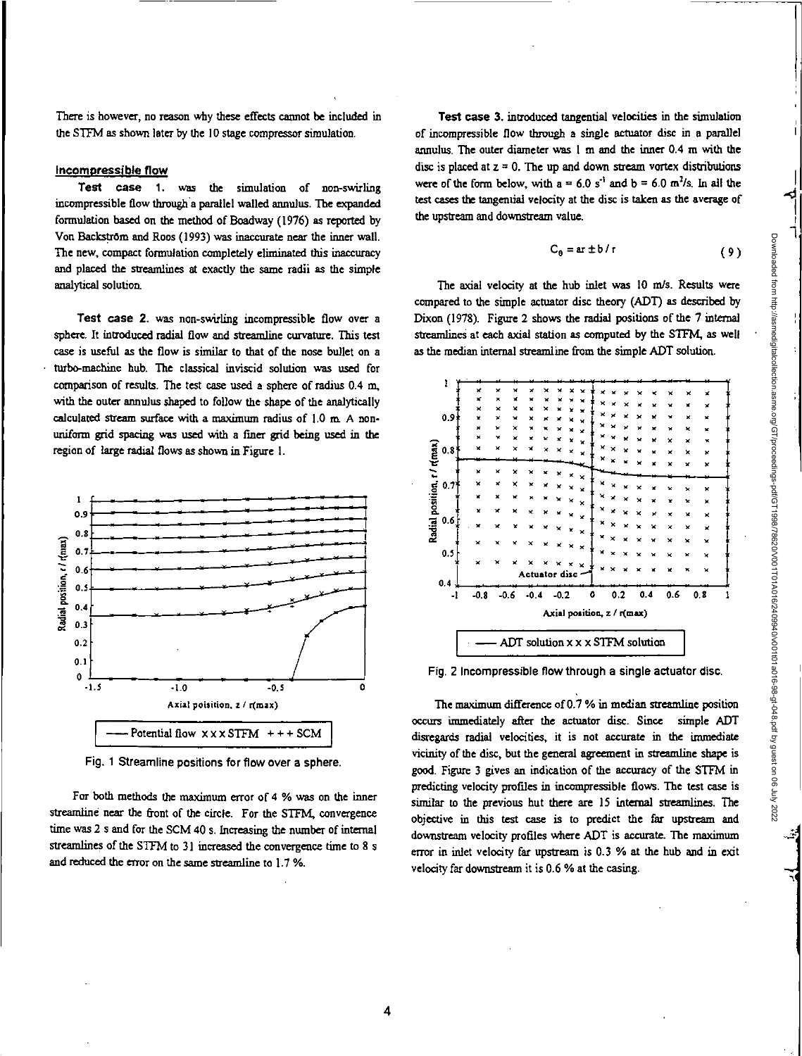There is however, no reason why these effects cannot be included in the STFM as shown later by the 10 stage compressor simulation.

## Incompressible flow

**Test case 1.** was the simulation of non-swirling incompressible flow through a parallel walled annulus. The expanded formulation based on the method of Boadway (1976) as reported by Von Backström and Roos (1993) was inaccurate near the inner wall. The new, compact formulation completely eliminated this inaccuracy and placed the streamlines at exactly the same radii as the simple analytical solution.

**Test case 2.** was non-swirling incompressible flow over a sphere. It introduced radial flow and streamline curvature. This test case is useful as the flow is similar to that of the nose bullet on a turbo-machine hub. The classical inviscid solution was used for comparison of results. The test case used a sphere of radius 0.4 m, with the outer annulus shaped to follow the shape of the analytically calculated stream surface with a maximum radius of 1.0 m. A non-uniform grid spacing was used with a finer grid being used in the region of large radial flows as shown in Figure 1.

Fig. 1 Streamline positions for flow over a sphere.

For both methods the maximum error of 4 % was on the inner streamline near the front of the circle. For the STFM, convergence time was 2 s and for the SCM 40 s. Increasing the number of internal streamlines of the STFM to 31 increased the convergence time to 8 s and reduced the error on the same streamline to 1.7 %.

**Test case 3.** introduced tangential velocities in the simulation of incompressible flow through a single actuator disc in a parallel annulus. The outer diameter was 1 m and the inner 0.4 m with the disc is placed at $z = 0$. The up and down stream vortex distributions were of the form below, with $a = 6.0\ s^{-1}$ and $b = 6.0\ m^2/s$. In all the test cases the tangential velocity at the disc is taken as the average of the upstream and downstream value.

$$C_\theta = ar \pm b / r \qquad (9)$$

The axial velocity at the hub inlet was 10 m/s. Results were compared to the simple actuator disc theory (ADT) as described by Dixon (1978). Figure 2 shows the radial positions of the 7 internal streamlines at each axial station as computed by the STFM, as well as the median internal streamline from the simple ADT solution.

Fig. 2 Incompressible flow through a single actuator disc.

The maximum difference of 0.7 % in median streamline position occurs immediately after the actuator disc. Since simple ADT disregards radial velocities, it is not accurate in the immediate vicinity of the disc, but the general agreement in streamline shape is good. Figure 3 gives an indication of the accuracy of the STFM in predicting velocity profiles in incompressible flows. The test case is similar to the previous but there are 15 internal streamlines. The objective in this test case is to predict the far upstream and downstream velocity profiles where ADT is accurate. The maximum error in inlet velocity far upstream is 0.3 % at the hub and in exit velocity far downstream it is 0.6 % at the casing.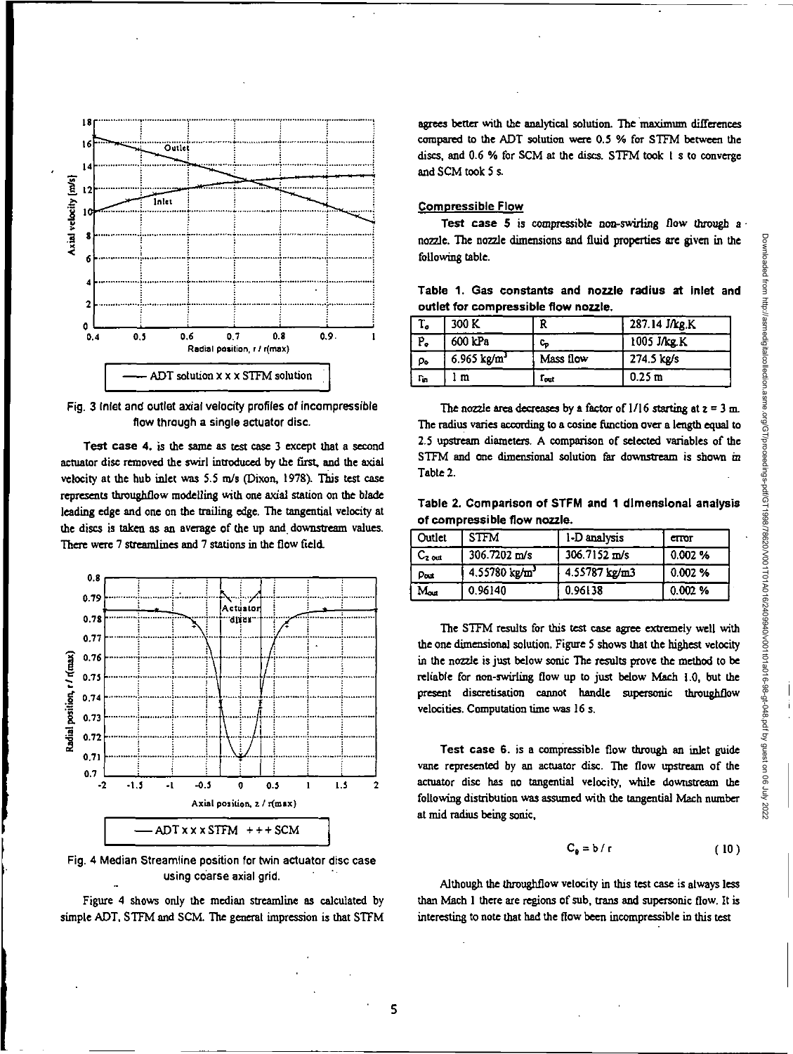Fig. 3 Inlet and outlet axial velocity profiles of incompressible flow through a single actuator disc.

**Test case 4.** is the same as test case 3 except that a second actuator disc removed the swirl introduced by the first, and the axial velocity at the hub inlet was 5.5 m/s (Dixon, 1978). This test case represents throughflow modelling with one axial station on the blade leading edge and one on the trailing edge. The tangential velocity at the discs is taken as an average of the up and downstream values. There were 7 streamlines and 7 stations in the flow field.

Fig. 4 Median Streamline position for twin actuator disc case using coarse axial grid.

Figure 4 shows only the median streamline as calculated by simple ADT, STFM and SCM. The general impression is that STFM agrees better with the analytical solution. The maximum differences compared to the ADT solution were 0.5 % for STFM between the discs, and 0.6 % for SCM at the discs. STFM took 1 s to converge and SCM took 5 s.

## Compressible Flow

**Test case 5** is compressible non-swirling flow through a nozzle. The nozzle dimensions and fluid properties are given in the following table.

**Table 1. Gas constants and nozzle radius at inlet and outlet for compressible flow nozzle.**

| | | | |
|---|---|---|---|
| $T_o$ | 300 K | R | 287.14 J/kg.K |
| $P_o$ | 600 kPa | $c_p$ | 1005 J/kg.K |
| $\rho_o$ | 6.965 kg/m$^3$ | Mass flow | 274.5 kg/s |
| $r_{in}$ | 1 m | $r_{out}$ | 0.25 m |

The nozzle area decreases by a factor of 1/16 starting at z = 3 m. The radius varies according to a cosine function over a length equal to 2.5 upstream diameters. A comparison of selected variables of the STFM and one dimensional solution far downstream is shown in Table 2.

**Table 2. Comparison of STFM and 1 dimensional analysis of compressible flow nozzle.**

| Outlet | STFM | 1-D analysis | error |
|---|---|---|---|
| $C_{z\ out}$ | 306.7202 m/s | 306.7152 m/s | 0.002 % |
| $\rho_{out}$ | 4.55780 kg/m$^3$ | 4.55787 kg/m3 | 0.002 % |
| $M_{out}$ | 0.96140 | 0.96138 | 0.002 % |

The STFM results for this test case agree extremely well with the one dimensional solution. Figure 5 shows that the highest velocity in the nozzle is just below sonic The results prove the method to be reliable for non-swirling flow up to just below Mach 1.0, but the present discretisation cannot handle supersonic throughflow velocities. Computation time was 16 s.

**Test case 6.** is a compressible flow through an inlet guide vane represented by an actuator disc. The flow upstream of the actuator disc has no tangential velocity, while downstream the following distribution was assumed with the tangential Mach number at mid radius being sonic,

$$C_\theta = b / r \qquad (10)$$

Although the throughflow velocity in this test case is always less than Mach 1 there are regions of sub, trans and supersonic flow. It is interesting to note that had the flow been incompressible in this test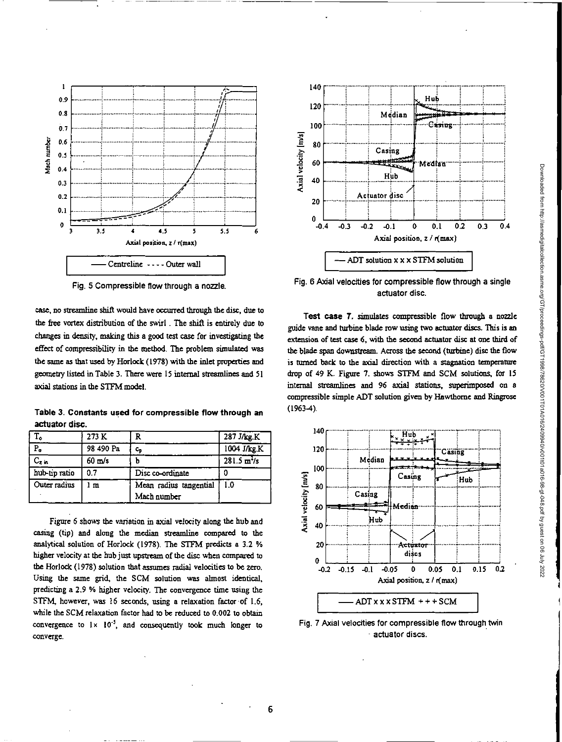Fig. 5 Compressible flow through a nozzle.

case, no streamline shift would have occurred through the disc, due to the free vortex distribution of the swirl . The shift is entirely due to changes in density, making this a good test case for investigating the effect of compressibility in the method. The problem simulated was the same as that used by Horlock (1978) with the inlet properties and geometry listed in Table 3. There were 15 internal streamlines and 51 axial stations in the STFM model.

**Table 3. Constants used for compressible flow through an actuator disc.**

| $T_o$ | 273 K | R | 287 J/kg.K |
|---|---|---|---|
| $P_o$ | 98 490 Pa | $c_p$ | 1004 J/kg.K |
| $C_{z\ in}$ | 60 m/s | b | 281.5 $m^2/s$ |
| hub-tip ratio | 0.7 | Disc co-ordinate | 0 |
| Outer radius | 1 m | Mean radius tangential Mach number | 1.0 |

Figure 6 shows the variation in axial velocity along the hub and casing (tip) and along the median streamline compared to the analytical solution of Horlock (1978). The STFM predicts a 3.2 % higher velocity at the hub just upstream of the disc when compared to the Horlock (1978) solution that assumes radial velocities to be zero. Using the same grid, the SCM solution was almost identical, predicting a 2.9 % higher velocity. The convergence time using the STFM, however, was 16 seconds, using a relaxation factor of 1.6, while the SCM relaxation factor had to be reduced to 0.002 to obtain convergence to $1\times 10^{-5}$, and consequently took much longer to converge.

Fig. 6 Axial velocities for compressible flow through a single actuator disc.

**Test case 7.** simulates compressible flow through a nozzle guide vane and turbine blade row using two actuator discs. This is an extension of test case 6, with the second actuator disc at one third of the blade span downstream. Across the second (turbine) disc the flow is turned back to the axial direction with a stagnation temperature drop of 49 K. Figure 7. shows STFM and SCM solutions, for 15 internal streamlines and 96 axial stations, superimposed on a compressible simple ADT solution given by Hawthorne and Ringrose (1963-4).

Fig. 7 Axial velocities for compressible flow through twin actuator discs.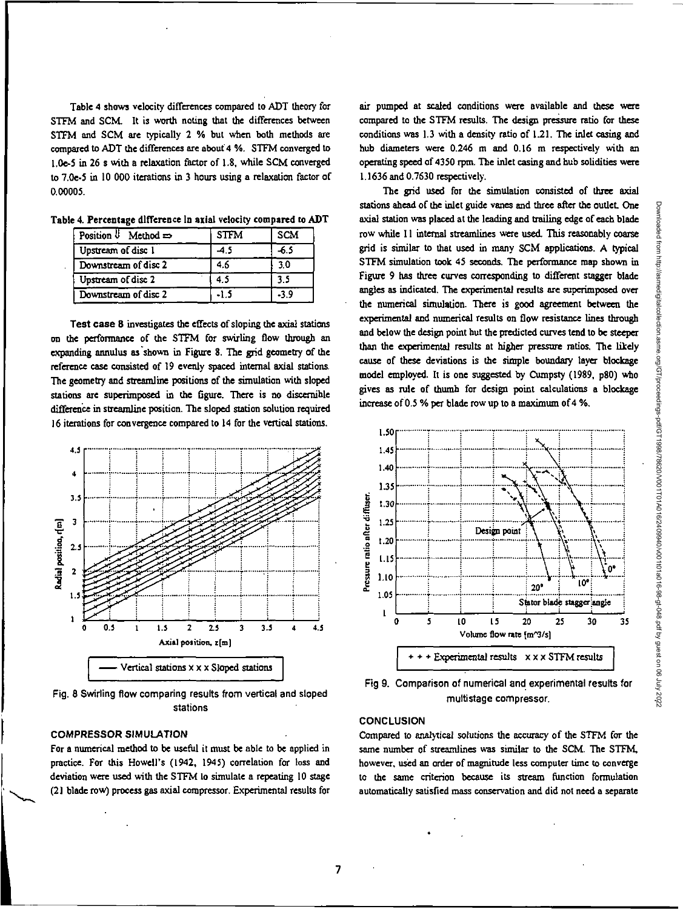Table 4 shows velocity differences compared to ADT theory for STFM and SCM. It is worth noting that the differences between STFM and SCM are typically 2 % but when both methods are compared to ADT the differences are about 4 %. STFM converged to 1.0e-5 in 26 s with a relaxation factor of 1.8, while SCM converged to 7.0e-5 in 10 000 iterations in 3 hours using a relaxation factor of 0.00005.

**Table 4. Percentage difference in axial velocity compared to ADT**

| Position ⇓ Method ⇒ | STFM | SCM |
|---|---|---|
| Upstream of disc 1 | -4.5 | -6.5 |
| Downstream of disc 2 | 4.6 | 3.0 |
| Upstream of disc 2 | 4.5 | 3.5 |
| Downstream of disc 2 | -1.5 | -3.9 |

**Test case 8** investigates the effects of sloping the axial stations on the performance of the STFM for swirling flow through an expanding annulus as shown in Figure 8. The grid geometry of the reference case consisted of 19 evenly spaced internal axial stations. The geometry and streamline positions of the simulation with sloped stations are superimposed in the figure. There is no discernible difference in streamline position. The sloped station solution required 16 iterations for convergence compared to 14 for the vertical stations.

Fig. 8 Swirling flow comparing results from vertical and sloped stations

## COMPRESSOR SIMULATION

For a numerical method to be useful it must be able to be applied in practice. For this Howell's (1942, 1945) correlation for loss and deviation were used with the STFM to simulate a repeating 10 stage (21 blade row) process gas axial compressor. Experimental results for air pumped at scaled conditions were available and these were compared to the STFM results. The design pressure ratio for these conditions was 1.3 with a density ratio of 1.21. The inlet casing and hub diameters were 0.246 m and 0.16 m respectively with an operating speed of 4350 rpm. The inlet casing and hub solidities were 1.1636 and 0.7630 respectively.

The grid used for the simulation consisted of three axial stations ahead of the inlet guide vanes and three after the outlet. One axial station was placed at the leading and trailing edge of each blade row while 11 internal streamlines were used. This reasonably coarse grid is similar to that used in many SCM applications. A typical STFM simulation took 45 seconds. The performance map shown in Figure 9 has three curves corresponding to different stagger blade angles as indicated. The experimental results are superimposed over the numerical simulation. There is good agreement between the experimental and numerical results on flow resistance lines through and below the design point but the predicted curves tend to be steeper than the experimental results at higher pressure ratios. The likely cause of these deviations is the simple boundary layer blockage model employed. It is one suggested by Cumpsty (1989, p80) who gives as rule of thumb for design point calculations a blockage increase of 0.5 % per blade row up to a maximum of 4 %.

Fig 9. Comparison of numerical and experimental results for multistage compressor.

## CONCLUSION

Compared to analytical solutions the accuracy of the STFM for the same number of streamlines was similar to the SCM. The STFM, however, used an order of magnitude less computer time to converge to the same criterion because its stream function formulation automatically satisfied mass conservation and did not need a separate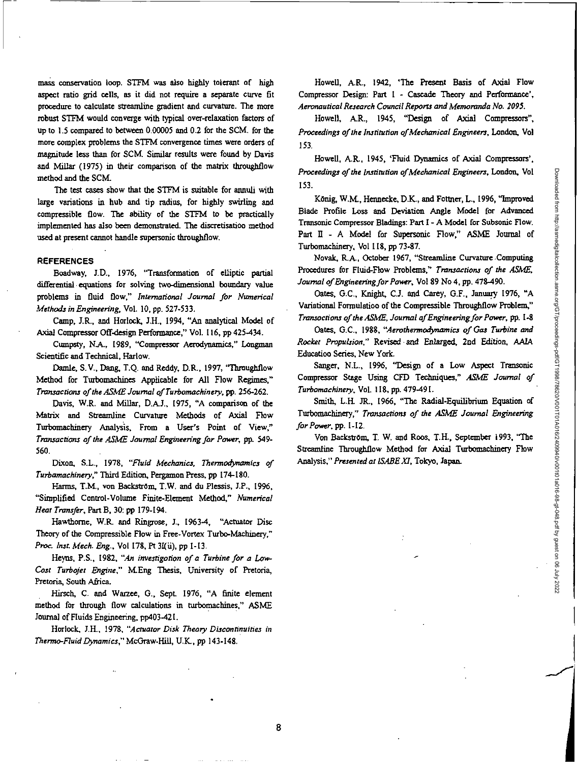mass conservation loop. STFM was also highly tolerant of high aspect ratio grid cells, as it did not require a separate curve fit procedure to calculate streamline gradient and curvature. The more robust STFM would converge with typical over-relaxation factors of up to 1.5 compared to between 0.00005 and 0.2 for the SCM. for the more complex problems the STFM convergence times were orders of magnitude less than for SCM. Similar results were found by Davis and Millar (1975) in their comparison of the matrix throughflow method and the SCM.

The test cases show that the STFM is suitable for annuli with large variations in hub and tip radius, for highly swirling and compressible flow. The ability of the STFM to be practically implemented has also been demonstrated. The discretisatioo method used at present cannot handle supersonic throughflow.

## REFERENCES

Boadway, J.D., 1976, "Transformation of elliptic partial differential equations for solving two-dimensional boundary value problems in fluid flow," *International Journal for Numerical Methods in Engineering*, Vol. 10, pp. 527-533.

Camp, J.R., and Horlock, J.H., 1994, "An analytical Model of Axial Compressor Off-design Performance," Vol. 116, pp 425-434.

Cumpsty, N.A., 1989, "Compressor Aerodynamics," Longman Scientific and Technical, Harlow.

Damle, S.V., Dang, T.Q. and Reddy, D.R., 1997, "Throughflow Method for Turbomachines Applicable for All Flow Regimes," *Transactions of the ASME Journal of Turbomachinery*, pp. 256-262.

Davis, W.R. and Millar, D.A.J., 1975, "A comparison of the Matrix and Streamline Curvature Methods of Axial Flow Turbomachinery Analysis, From a User's Point of View," *Transactions of the ASME Journal Engineering for Power*, pp. 549-560.

Dixon, S.L., 1978, *"Fluid Mechanics, Thermodynamics of Turbamachinery,"* Third Edition, Pergamon Press, pp 174-180.

Harms, T.M., von Backström, T.W. and du Plessis, J.P., 1996, "Simplified Control-Volume Finite-Element Method," *Numerical Heat Transfer*, Part B, 30: pp 179-194.

Hawthorne, W.R. and Ringrose, J., 1963-4, "Actuator Disc Theory of the Compressible Flow in Free-Vortex Turbo-Machinery," *Proc. Inst. Mech. Eng.*, Vol 178, Pt 3I(ü), pp 1-13.

Heyns, P.S., 1982, *"An investigotion of a Turbine for a Low-Cost Turbojet Engine,"* M.Eng Thesis, University of Pretoria, Pretoria, South Africa.

Hirsch, C. and Warzee, G., Sept. 1976, "A finite element method for through flow calculations in turbomachines," ASME Journal of Fluids Engineering, pp403-421.

Horlock, J.H., 1978, *"Actuator Disk Theory Discontinuities in Thermo-Fluid Dynamics,"* McGraw-Hill, U.K., pp 143-148.

Howell, A.R., 1942, 'The Present Basis of Axial Flow Compressor Design: Part I - Cascade Theory and Performance', *Aeronautical Research Council Reports and Memoranda No. 2095.*

Howell, A.R., 1945, "Design of Axial Compressors", *Proceedings of the Institution of Mechanical Engineers*, London, Vol 153.

Howell, A.R., 1945, 'Fluid Dynamics of Axial Compressors', *Proceedings of the Institution of Mechanical Engineers*, London, Vol 153.

König, W.M., Hennecke, D.K., and Fottner, L., 1996, "Improved Blade Profile Loss and Deviation Angle Model for Advanced Transonic Compressor Bladings: Part I - A Model for Subsonic Flow. Part II - A Model for Supersonic Flow," ASME Journal of Turbomachinery, Vol 118, pp 73-87.

Novak, R.A., October 1967, "Streamline Curvature Computing Procedures for Fluid-Flow Problems," *Transactions of the ASME, Journal of Engineering for Power*, Vol 89 No 4, pp. 478-490.

Oates, G.C., Knight, C.J. and Carey, G.F., January 1976, "A Variational Formulatioo of the Compressible Throughflow Problem," *Transoctions of the ASME, Journal af Engineering for Power*, pp. 1-8

Oates, G.C., 1988, *"Aerothermodynamics of Gas Turbine and Rocket Propulsion,"* Revised and Enlarged, 2nd Edition, AAIA Educatioo Series, New York.

Sanger, N.L., 1996, "Design of a Low Aspect Transonic Compressor Stage Using CFD Techniques," *ASME Journal of Turbomachinery*, Vol. 118, pp. 479-491.

Smith, L.H. JR., 1966, "The Radial-Equilibrium Equation of Turbomachinery," *Transactions of the ASME Journal Engineering for Power*, pp. 1-12.

Von Backström, T. W. and Roos, T.H., September 1993, "The Streamline Throughflow Method for Axial Turbomachinery Flow Analysis," *Presented at ISABE XI*, Tokyo, Japan.